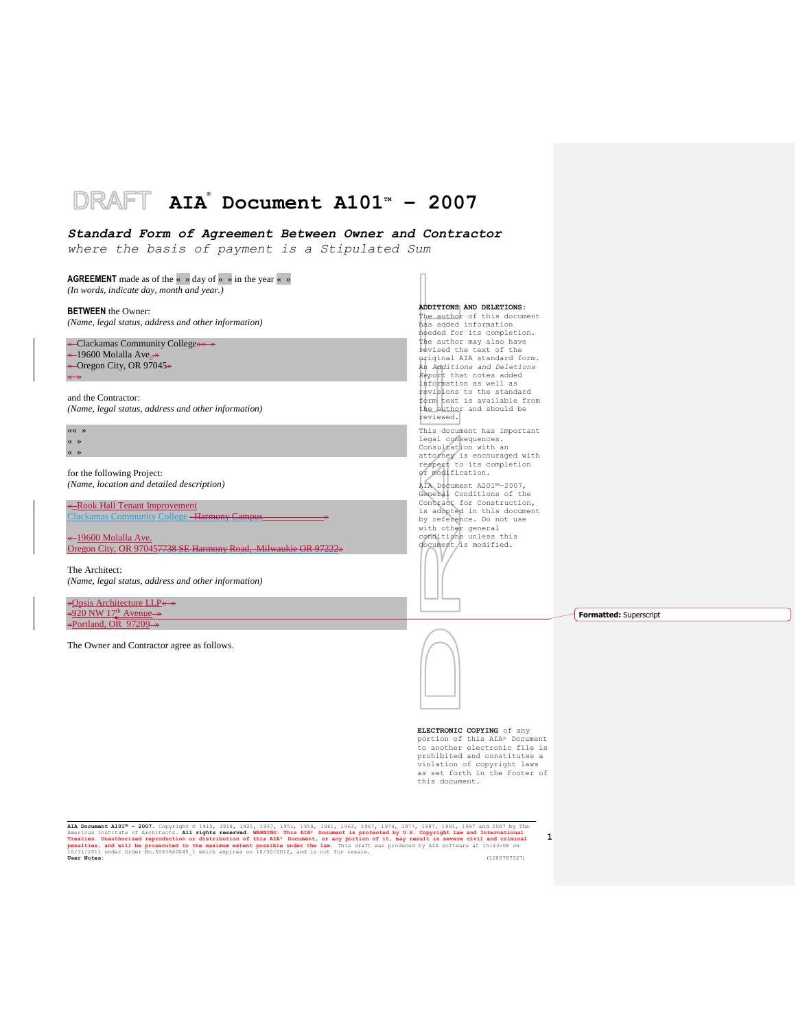DRAFT **AIA® Document A101™ – 2007**

***Standard Form of Agreement Between Owner and Contractor***
*where the basis of payment is a Stipulated Sum*

**AGREEMENT** made as of the « » day of « » in the year « »
*(In words, indicate day, month and year.)*

**BETWEEN** the Owner:
*(Name, legal status, address and other information)*

« Clackamas Community College»« »
« 19600 Molalla Ave.,»
« Oregon City, OR 97045»
« »

and the Contractor:
*(Name, legal status, address and other information)*

«« »
« »
« »

for the following Project:
*(Name, location and detailed description)*

« Rook Hall Tenant Improvement
Clackamas Community College –Harmony Campus »

« 19600 Molalla Ave.
Oregon City, OR 970457738 SE Harmony Road, Milwaukie OR 97222»

The Architect:
*(Name, legal status, address and other information)*

«Opsis Architecture LLP« »
«920 NW 17th Avenue »
«Portland, OR 97209 »

The Owner and Contractor agree as follows.

**ADDITIONS AND DELETIONS:**
The author of this document has added information needed for its completion. The author may also have revised the text of the original AIA standard form. An *Additions and Deletions Report* that notes added information as well as revisions to the standard form text is available from the author and should be reviewed.

This document has important legal consequences. Consultation with an attorney is encouraged with respect to its completion or modification.

AIA Document A201™–2007, General Conditions of the Contract for Construction, is adopted in this document by reference. Do not use with other general conditions unless this document is modified.

**ELECTRONIC COPYING** of any portion of this AIA® Document to another electronic file is prohibited and constitutes a violation of copyright laws as set forth in the footer of this document.

**Formatted:** Superscript

**AIA Document A101™ – 2007.** Copyright © 1915, 1918, 1925, 1937, 1951, 1958, 1961, 1963, 1967, 1974, 1977, 1987, 1991, 1997 and 2007 by The American Institute of Architects. **All rights reserved. WARNING: This AIA® Document is protected by U.S. Copyright Law and International Treaties. Unauthorized reproduction or distribution of this AIA® Document, or any portion of it, may result in severe civil and criminal penalties, and will be prosecuted to the maximum extent possible under the law.** This draft was produced by AIA software at 15:43:08 on 10/31/2011 under Order No.5061840045_1 which expires on 10/30/2012, and is not for resale.
**User Notes:** (1280787527)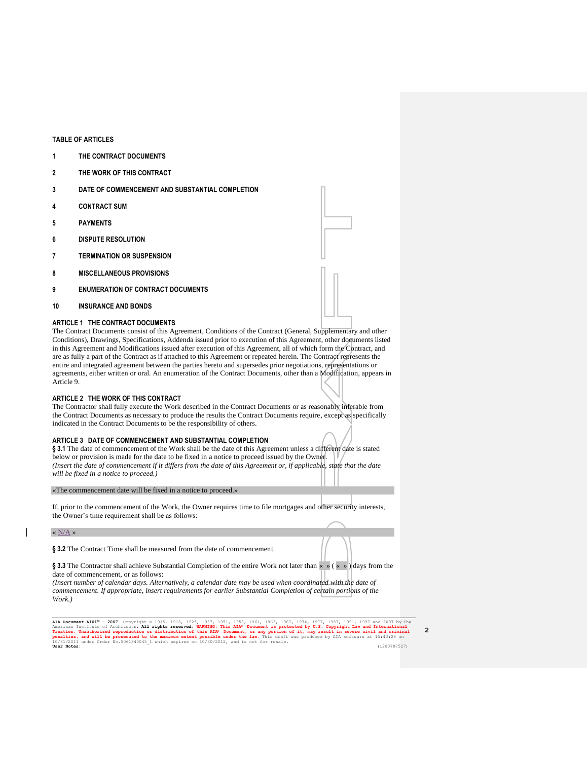TABLE OF ARTICLES

1 THE CONTRACT DOCUMENTS

2 THE WORK OF THIS CONTRACT

3 DATE OF COMMENCEMENT AND SUBSTANTIAL COMPLETION

4 CONTRACT SUM

5 PAYMENTS

6 DISPUTE RESOLUTION

7 TERMINATION OR SUSPENSION

8 MISCELLANEOUS PROVISIONS

9 ENUMERATION OF CONTRACT DOCUMENTS

10 INSURANCE AND BONDS

## ARTICLE 1 THE CONTRACT DOCUMENTS

The Contract Documents consist of this Agreement, Conditions of the Contract (General, Supplementary and other Conditions), Drawings, Specifications, Addenda issued prior to execution of this Agreement, other documents listed in this Agreement and Modifications issued after execution of this Agreement, all of which form the Contract, and are as fully a part of the Contract as if attached to this Agreement or repeated herein. The Contract represents the entire and integrated agreement between the parties hereto and supersedes prior negotiations, representations or agreements, either written or oral. An enumeration of the Contract Documents, other than a Modification, appears in Article 9.

## ARTICLE 2 THE WORK OF THIS CONTRACT

The Contractor shall fully execute the Work described in the Contract Documents or as reasonably inferable from the Contract Documents as necessary to produce the results the Contract Documents require, except as specifically indicated in the Contract Documents to be the responsibility of others.

## ARTICLE 3 DATE OF COMMENCEMENT AND SUBSTANTIAL COMPLETION

**§ 3.1** The date of commencement of the Work shall be the date of this Agreement unless a different date is stated below or provision is made for the date to be fixed in a notice to proceed issued by the Owner.
*(Insert the date of commencement if it differs from the date of this Agreement or, if applicable, state that the date will be fixed in a notice to proceed.)*

«The commencement date will be fixed in a notice to proceed.»

If, prior to the commencement of the Work, the Owner requires time to file mortgages and other security interests, the Owner's time requirement shall be as follows:

« N/A »

**§ 3.2** The Contract Time shall be measured from the date of commencement.

**§ 3.3** The Contractor shall achieve Substantial Completion of the entire Work not later than « » ( « » ) days from the date of commencement, or as follows:
*(Insert number of calendar days. Alternatively, a calendar date may be used when coordinated with the date of commencement. If appropriate, insert requirements for earlier Substantial Completion of certain portions of the Work.)*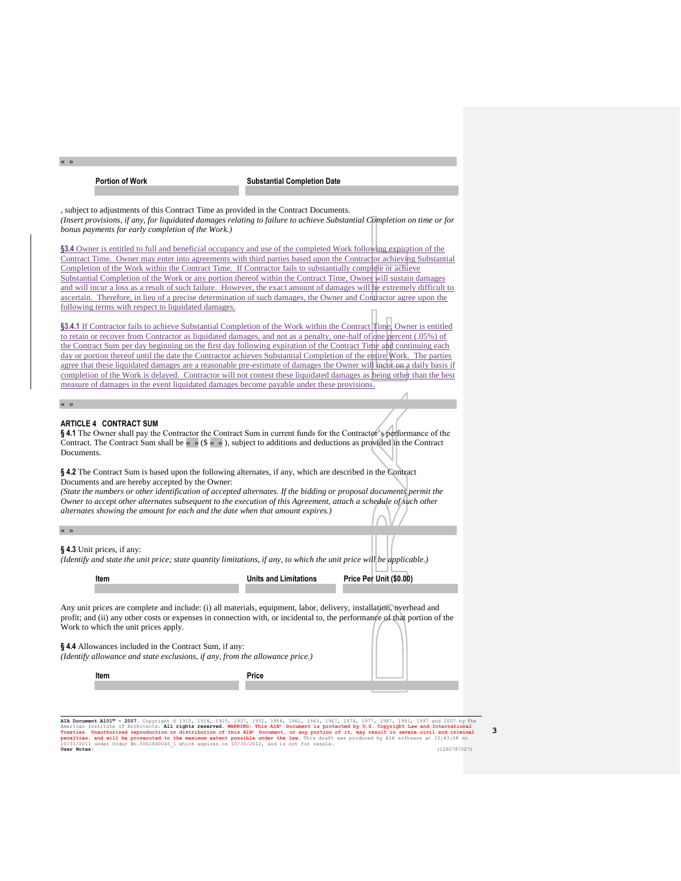« »

| Portion of Work | Substantial Completion Date |
|---|---|
| | |

, subject to adjustments of this Contract Time as provided in the Contract Documents.
*(Insert provisions, if any, for liquidated damages relating to failure to achieve Substantial Completion on time or for bonus payments for early completion of the Work.)*

**§3.4** Owner is entitled to full and beneficial occupancy and use of the completed Work following expiration of the Contract Time. Owner may enter into agreements with third parties based upon the Contractor achieving Substantial Completion of the Work within the Contract Time. If Contractor fails to substantially complete or achieve Substantial Completion of the Work or any portion thereof within the Contract Time, Owner will sustain damages and will incur a loss as a result of such failure. However, the exact amount of damages will be extremely difficult to ascertain. Therefore, in lieu of a precise determination of such damages, the Owner and Contractor agree upon the following terms with respect to liquidated damages.

**§3.4.1** If Contractor fails to achieve Substantial Completion of the Work within the Contract Time, Owner is entitled to retain or recover from Contractor as liquidated damages, and not as a penalty, one-half of one percent (.05%) of the Contract Sum per day beginning on the first day following expiration of the Contract Time and continuing each day or portion thereof until the date the Contractor achieves Substantial Completion of the entire Work. The parties agree that these liquidated damages are a reasonable pre-estimate of damages the Owner will incur on a daily basis if completion of the Work is delayed. Contractor will not contest these liquidated damages as being other than the best measure of damages in the event liquidated damages become payable under these provisions.

« »

## ARTICLE 4 CONTRACT SUM

**§ 4.1** The Owner shall pay the Contractor the Contract Sum in current funds for the Contractor's performance of the Contract. The Contract Sum shall be « » ($ « » ), subject to additions and deductions as provided in the Contract Documents.

**§ 4.2** The Contract Sum is based upon the following alternates, if any, which are described in the Contract Documents and are hereby accepted by the Owner:
*(State the numbers or other identification of accepted alternates. If the bidding or proposal documents permit the Owner to accept other alternates subsequent to the execution of this Agreement, attach a schedule of such other alternates showing the amount for each and the date when that amount expires.)*

« »

**§ 4.3** Unit prices, if any:
*(Identify and state the unit price; state quantity limitations, if any, to which the unit price will be applicable.)*

| Item | Units and Limitations | Price Per Unit ($0.00) |
|---|---|---|
| | | |

Any unit prices are complete and include: (i) all materials, equipment, labor, delivery, installation, overhead and profit; and (ii) any other costs or expenses in connection with, or incidental to, the performance of that portion of the Work to which the unit prices apply.

**§ 4.4** Allowances included in the Contract Sum, if any:
*(Identify allowance and state exclusions, if any, from the allowance price.)*

| Item | Price |
|---|---|
| | |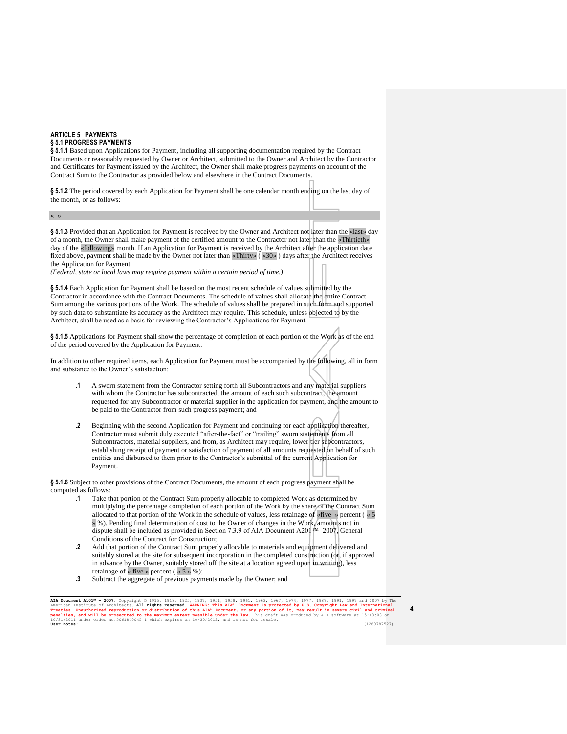**ARTICLE 5 PAYMENTS**

**§ 5.1 PROGRESS PAYMENTS**

**§ 5.1.1** Based upon Applications for Payment, including all supporting documentation required by the Contract Documents or reasonably requested by Owner or Architect, submitted to the Owner and Architect by the Contractor and Certificates for Payment issued by the Architect, the Owner shall make progress payments on account of the Contract Sum to the Contractor as provided below and elsewhere in the Contract Documents.

**§ 5.1.2** The period covered by each Application for Payment shall be one calendar month ending on the last day of the month, or as follows:

« »

**§ 5.1.3** Provided that an Application for Payment is received by the Owner and Architect not later than the «last» day of a month, the Owner shall make payment of the certified amount to the Contractor not later than the «Thirtieth» day of the «following» month. If an Application for Payment is received by the Architect after the application date fixed above, payment shall be made by the Owner not later than «Thirty» ( «30» ) days after the Architect receives the Application for Payment.

*(Federal, state or local laws may require payment within a certain period of time.)*

**§ 5.1.4** Each Application for Payment shall be based on the most recent schedule of values submitted by the Contractor in accordance with the Contract Documents. The schedule of values shall allocate the entire Contract Sum among the various portions of the Work. The schedule of values shall be prepared in such form and supported by such data to substantiate its accuracy as the Architect may require. This schedule, unless objected to by the Architect, shall be used as a basis for reviewing the Contractor's Applications for Payment.

**§ 5.1.5** Applications for Payment shall show the percentage of completion of each portion of the Work as of the end of the period covered by the Application for Payment.

In addition to other required items, each Application for Payment must be accompanied by the following, all in form and substance to the Owner's satisfaction:

**.1** A sworn statement from the Contractor setting forth all Subcontractors and any material suppliers with whom the Contractor has subcontracted, the amount of each such subcontract, the amount requested for any Subcontractor or material supplier in the application for payment, and the amount to be paid to the Contractor from such progress payment; and

**.2** Beginning with the second Application for Payment and continuing for each application thereafter, Contractor must submit duly executed "after-the-fact" or "trailing" sworn statements from all Subcontractors, material suppliers, and from, as Architect may require, lower tier subcontractors, establishing receipt of payment or satisfaction of payment of all amounts requested on behalf of such entities and disbursed to them prior to the Contractor's submittal of the current Application for Payment.

**§ 5.1.6** Subject to other provisions of the Contract Documents, the amount of each progress payment shall be computed as follows:

**.1** Take that portion of the Contract Sum properly allocable to completed Work as determined by multiplying the percentage completion of each portion of the Work by the share of the Contract Sum allocated to that portion of the Work in the schedule of values, less retainage of «five » percent ( « 5 » %). Pending final determination of cost to the Owner of changes in the Work, amounts not in dispute shall be included as provided in Section 7.3.9 of AIA Document A201™–2007, General Conditions of the Contract for Construction;

**.2** Add that portion of the Contract Sum properly allocable to materials and equipment delivered and suitably stored at the site for subsequent incorporation in the completed construction (or, if approved in advance by the Owner, suitably stored off the site at a location agreed upon in writing), less retainage of « five » percent ( « 5 » %);

**.3** Subtract the aggregate of previous payments made by the Owner; and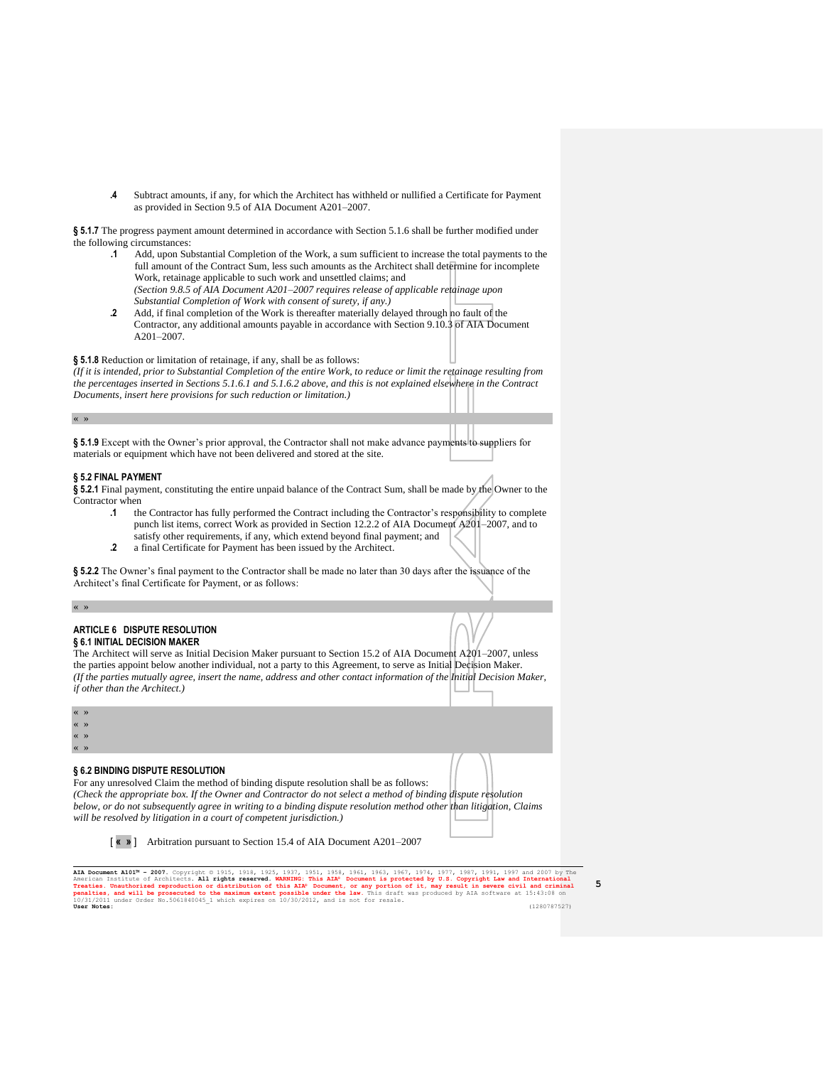**.4** Subtract amounts, if any, for which the Architect has withheld or nullified a Certificate for Payment as provided in Section 9.5 of AIA Document A201–2007.

**§ 5.1.7** The progress payment amount determined in accordance with Section 5.1.6 shall be further modified under the following circumstances:

**.1** Add, upon Substantial Completion of the Work, a sum sufficient to increase the total payments to the full amount of the Contract Sum, less such amounts as the Architect shall determine for incomplete Work, retainage applicable to such work and unsettled claims; and
*(Section 9.8.5 of AIA Document A201–2007 requires release of applicable retainage upon Substantial Completion of Work with consent of surety, if any.)*

**.2** Add, if final completion of the Work is thereafter materially delayed through no fault of the Contractor, any additional amounts payable in accordance with Section 9.10.3 of AIA Document A201–2007.

**§ 5.1.8** Reduction or limitation of retainage, if any, shall be as follows:
*(If it is intended, prior to Substantial Completion of the entire Work, to reduce or limit the retainage resulting from the percentages inserted in Sections 5.1.6.1 and 5.1.6.2 above, and this is not explained elsewhere in the Contract Documents, insert here provisions for such reduction or limitation.)*

« »

**§ 5.1.9** Except with the Owner's prior approval, the Contractor shall not make advance payments to suppliers for materials or equipment which have not been delivered and stored at the site.

### § 5.2 FINAL PAYMENT

**§ 5.2.1** Final payment, constituting the entire unpaid balance of the Contract Sum, shall be made by the Owner to the Contractor when

**.1** the Contractor has fully performed the Contract including the Contractor's responsibility to complete punch list items, correct Work as provided in Section 12.2.2 of AIA Document A201–2007, and to satisfy other requirements, if any, which extend beyond final payment; and

**.2** a final Certificate for Payment has been issued by the Architect.

**§ 5.2.2** The Owner's final payment to the Contractor shall be made no later than 30 days after the issuance of the Architect's final Certificate for Payment, or as follows:

« »

## ARTICLE 6 DISPUTE RESOLUTION

### § 6.1 INITIAL DECISION MAKER

The Architect will serve as Initial Decision Maker pursuant to Section 15.2 of AIA Document A201–2007, unless the parties appoint below another individual, not a party to this Agreement, to serve as Initial Decision Maker.
*(If the parties mutually agree, insert the name, address and other contact information of the Initial Decision Maker, if other than the Architect.)*

« »
« »
« »
« »

### § 6.2 BINDING DISPUTE RESOLUTION

For any unresolved Claim the method of binding dispute resolution shall be as follows:
*(Check the appropriate box. If the Owner and Contractor do not select a method of binding dispute resolution below, or do not subsequently agree in writing to a binding dispute resolution method other than litigation, Claims will be resolved by litigation in a court of competent jurisdiction.)*

[ « » ] Arbitration pursuant to Section 15.4 of AIA Document A201–2007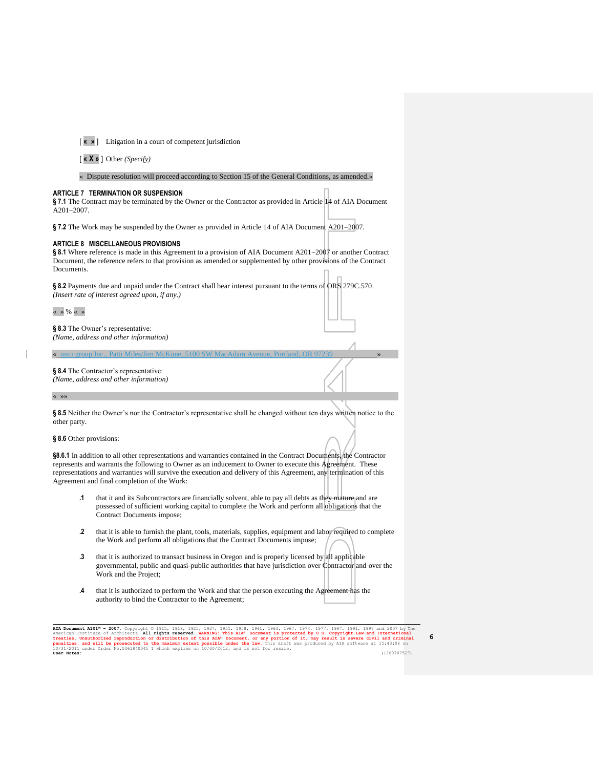[ « » ] Litigation in a court of competent jurisdiction

[ « X » ] Other *(Specify)*

« Dispute resolution will proceed according to Section 15 of the General Conditions, as amended.»

## ARTICLE 7 TERMINATION OR SUSPENSION

**§ 7.1** The Contract may be terminated by the Owner or the Contractor as provided in Article 14 of AIA Document A201–2007.

**§ 7.2** The Work may be suspended by the Owner as provided in Article 14 of AIA Document A201–2007.

## ARTICLE 8 MISCELLANEOUS PROVISIONS

**§ 8.1** Where reference is made in this Agreement to a provision of AIA Document A201–2007 or another Contract Document, the reference refers to that provision as amended or supplemented by other provisions of the Contract Documents.

**§ 8.2** Payments due and unpaid under the Contract shall bear interest pursuant to the terms of ORS 279C.570.
*(Insert rate of interest agreed upon, if any.)*

« » % « »

**§ 8.3** The Owner's representative:
*(Name, address and other information)*

« inici group Inc., Patti Miles/Jim McKune, 5100 SW MacAdam Avenue, Portland, OR 97239 »

**§ 8.4** The Contractor's representative:
*(Name, address and other information)*

« »»

**§ 8.5** Neither the Owner's nor the Contractor's representative shall be changed without ten days written notice to the other party.

**§ 8.6** Other provisions:

**§8.6.1** In addition to all other representations and warranties contained in the Contract Documents, the Contractor represents and warrants the following to Owner as an inducement to Owner to execute this Agreement. These representations and warranties will survive the execution and delivery of this Agreement, any termination of this Agreement and final completion of the Work:

**.1** that it and its Subcontractors are financially solvent, able to pay all debts as they mature and are possessed of sufficient working capital to complete the Work and perform all obligations that the Contract Documents impose;

**.2** that it is able to furnish the plant, tools, materials, supplies, equipment and labor required to complete the Work and perform all obligations that the Contract Documents impose;

**.3** that it is authorized to transact business in Oregon and is properly licensed by all applicable governmental, public and quasi-public authorities that have jurisdiction over Contractor and over the Work and the Project;

**.4** that it is authorized to perform the Work and that the person executing the Agreement has the authority to bind the Contractor to the Agreement;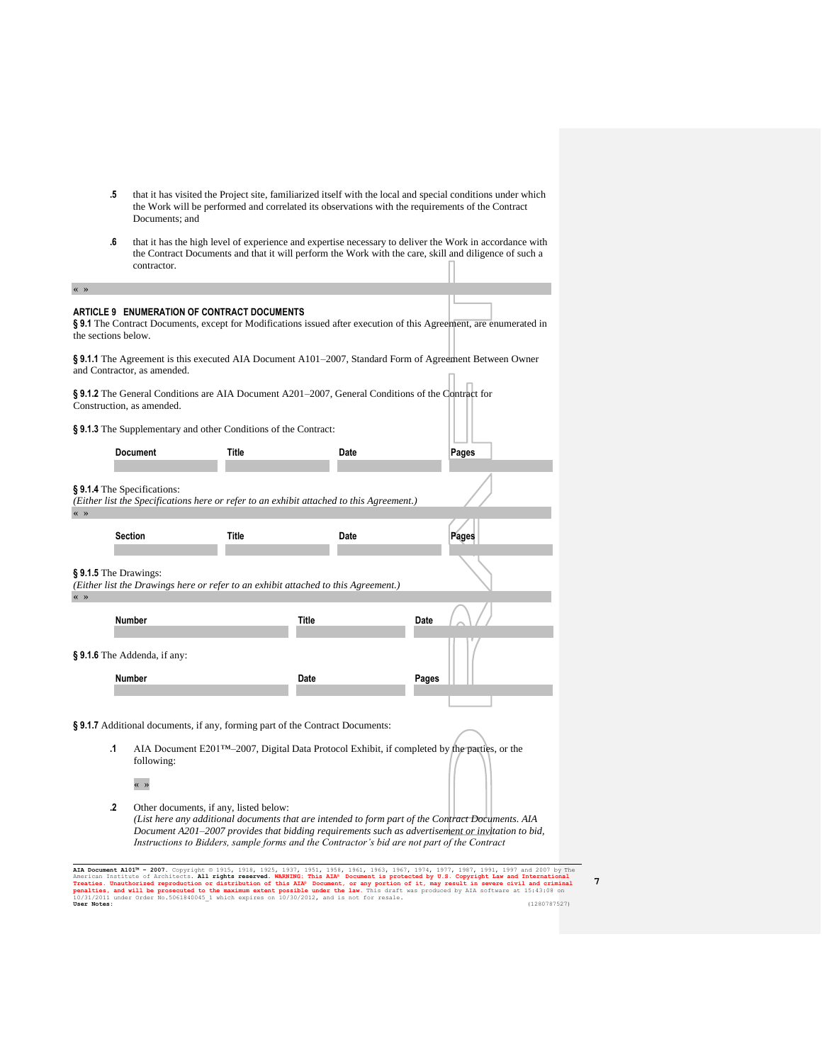**.5** that it has visited the Project site, familiarized itself with the local and special conditions under which the Work will be performed and correlated its observations with the requirements of the Contract Documents; and

**.6** that it has the high level of experience and expertise necessary to deliver the Work in accordance with the Contract Documents and that it will perform the Work with the care, skill and diligence of such a contractor.

« »

## ARTICLE 9 ENUMERATION OF CONTRACT DOCUMENTS

**§ 9.1** The Contract Documents, except for Modifications issued after execution of this Agreement, are enumerated in the sections below.

**§ 9.1.1** The Agreement is this executed AIA Document A101–2007, Standard Form of Agreement Between Owner and Contractor, as amended.

**§ 9.1.2** The General Conditions are AIA Document A201–2007, General Conditions of the Contract for Construction, as amended.

**§ 9.1.3** The Supplementary and other Conditions of the Contract:

| Document | Title | Date | Pages |
|---|---|---|---|
| | | | |

**§ 9.1.4** The Specifications:
*(Either list the Specifications here or refer to an exhibit attached to this Agreement.)*
« »

| Section | Title | Date | Pages |
|---|---|---|---|
| | | | |

**§ 9.1.5** The Drawings:
*(Either list the Drawings here or refer to an exhibit attached to this Agreement.)*
« »

| Number | Title | Date |
|---|---|---|
| | | |

**§ 9.1.6** The Addenda, if any:

| Number | Date | Pages |
|---|---|---|
| | | |

**§ 9.1.7** Additional documents, if any, forming part of the Contract Documents:

**.1** AIA Document E201™–2007, Digital Data Protocol Exhibit, if completed by the parties, or the following:

« »

**.2** Other documents, if any, listed below:
*(List here any additional documents that are intended to form part of the Contract Documents. AIA Document A201–2007 provides that bidding requirements such as advertisement or invitation to bid, Instructions to Bidders, sample forms and the Contractor's bid are not part of the Contract*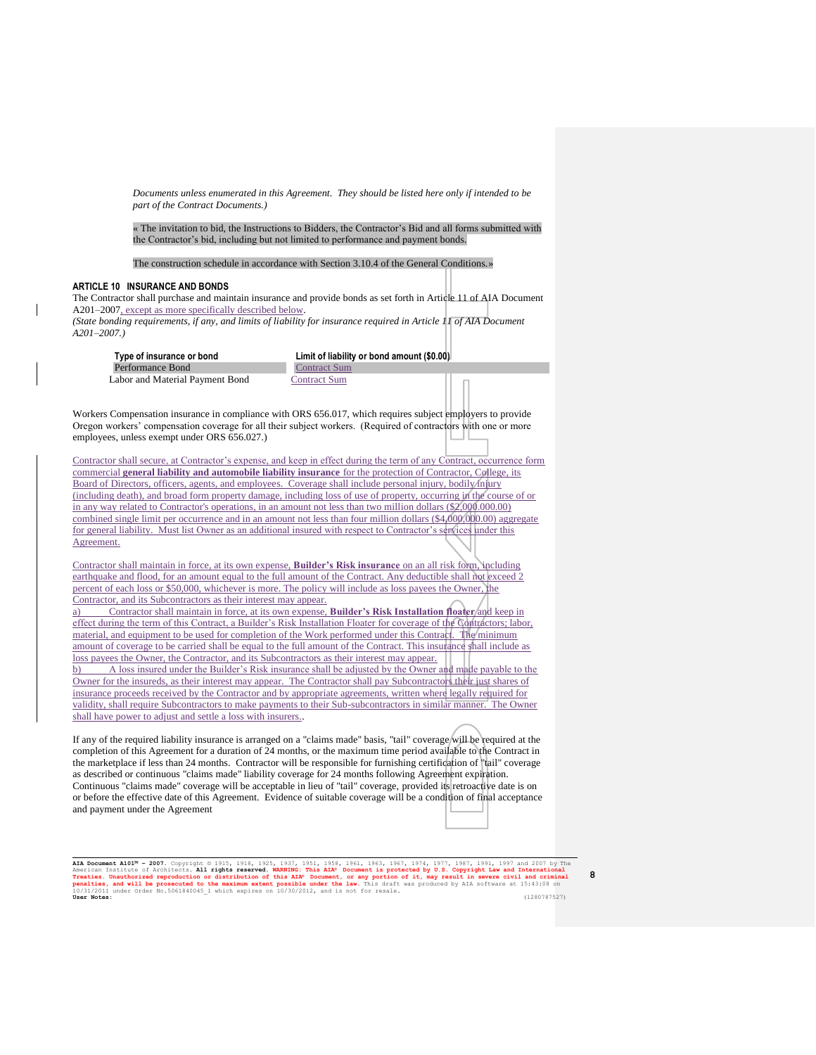*Documents unless enumerated in this Agreement. They should be listed here only if intended to be part of the Contract Documents.)*

« The invitation to bid, the Instructions to Bidders, the Contractor's Bid and all forms submitted with the Contractor's bid, including but not limited to performance and payment bonds.

The construction schedule in accordance with Section 3.10.4 of the General Conditions.»

### ARTICLE 10 INSURANCE AND BONDS

The Contractor shall purchase and maintain insurance and provide bonds as set forth in Article 11 of AIA Document A201–2007, except as more specifically described below.
*(State bonding requirements, if any, and limits of liability for insurance required in Article 11 of AIA Document A201–2007.)*

| Type of insurance or bond | Limit of liability or bond amount ($0.00) |
|---|---|
| Performance Bond | Contract Sum |
| Labor and Material Payment Bond | Contract Sum |

Workers Compensation insurance in compliance with ORS 656.017, which requires subject employers to provide Oregon workers' compensation coverage for all their subject workers. (Required of contractors with one or more employees, unless exempt under ORS 656.027.)

Contractor shall secure, at Contractor's expense, and keep in effect during the term of any Contract, occurrence form commercial **general liability and automobile liability insurance** for the protection of Contractor, College, its Board of Directors, officers, agents, and employees. Coverage shall include personal injury, bodily injury (including death), and broad form property damage, including loss of use of property, occurring in the course of or in any way related to Contractor's operations, in an amount not less than two million dollars ($2,000.000.00) combined single limit per occurrence and in an amount not less than four million dollars ($4,000,000.00) aggregate for general liability. Must list Owner as an additional insured with respect to Contractor's services under this Agreement.

Contractor shall maintain in force, at its own expense, **Builder's Risk insurance** on an all risk form, including earthquake and flood, for an amount equal to the full amount of the Contract. Any deductible shall not exceed 2 percent of each loss or $50,000, whichever is more. The policy will include as loss payees the Owner, the Contractor, and its Subcontractors as their interest may appear.

a) Contractor shall maintain in force, at its own expense, **Builder's Risk Installation floater** and keep in effect during the term of this Contract, a Builder's Risk Installation Floater for coverage of the Contractors; labor, material, and equipment to be used for completion of the Work performed under this Contract. The minimum amount of coverage to be carried shall be equal to the full amount of the Contract. This insurance shall include as loss payees the Owner, the Contractor, and its Subcontractors as their interest may appear.

b) A loss insured under the Builder's Risk insurance shall be adjusted by the Owner and made payable to the Owner for the insureds, as their interest may appear. The Contractor shall pay Subcontractors their just shares of insurance proceeds received by the Contractor and by appropriate agreements, written where legally required for validity, shall require Subcontractors to make payments to their Sub-subcontractors in similar manner. The Owner shall have power to adjust and settle a loss with insurers..

If any of the required liability insurance is arranged on a "claims made" basis, "tail" coverage will be required at the completion of this Agreement for a duration of 24 months, or the maximum time period available to the Contract in the marketplace if less than 24 months. Contractor will be responsible for furnishing certification of "tail" coverage as described or continuous "claims made" liability coverage for 24 months following Agreement expiration. Continuous "claims made" coverage will be acceptable in lieu of "tail" coverage, provided its retroactive date is on or before the effective date of this Agreement. Evidence of suitable coverage will be a condition of final acceptance and payment under the Agreement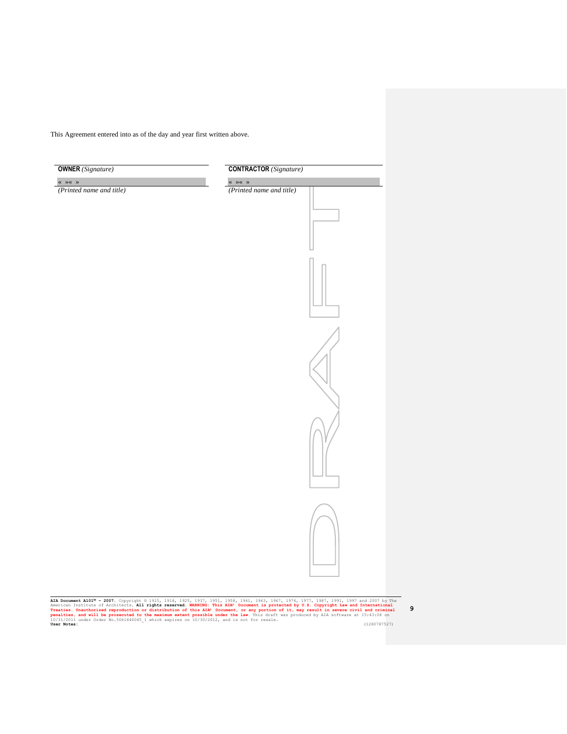This Agreement entered into as of the day and year first written above.

| | |
|---|---|
| **OWNER** *(Signature)* | **CONTRACTOR** *(Signature)* |
| « »« » | « »« » |
| *(Printed name and title)* | *(Printed name and title)* |